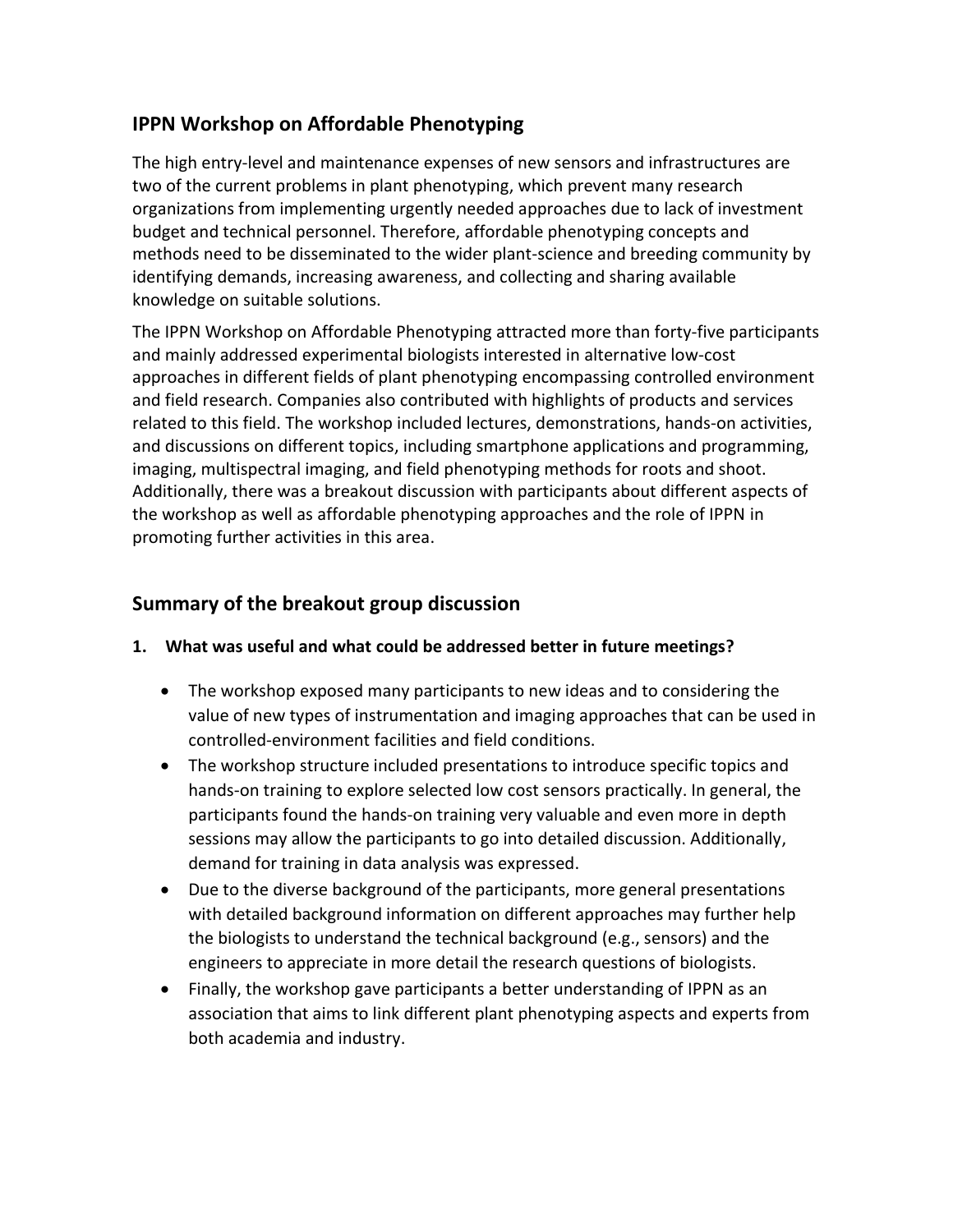## IPPN Workshop on Affordable Phenotyping

The high entry-level and maintenance expenses of new sensors and infrastructures are two of the current problems in plant phenotyping, which prevent many research organizations from implementing urgently needed approaches due to lack of investment budget and technical personnel. Therefore, affordable phenotyping concepts and methods need to be disseminated to the wider plant-science and breeding community by identifying demands, increasing awareness, and collecting and sharing available knowledge on suitable solutions.

The IPPN Workshop on Affordable Phenotyping attracted more than forty-five participants and mainly addressed experimental biologists interested in alternative low-cost approaches in different fields of plant phenotyping encompassing controlled environment and field research. Companies also contributed with highlights of products and services related to this field. The workshop included lectures, demonstrations, hands-on activities, and discussions on different topics, including smartphone applications and programming, imaging, multispectral imaging, and field phenotyping methods for roots and shoot. Additionally, there was a breakout discussion with participants about different aspects of the workshop as well as affordable phenotyping approaches and the role of IPPN in promoting further activities in this area.

## Summary of the breakout group discussion

**1. What was useful and what could be addressed better in future meetings?**

- The workshop exposed many participants to new ideas and to considering the value of new types of instrumentation and imaging approaches that can be used in controlled-environment facilities and field conditions.
- The workshop structure included presentations to introduce specific topics and hands-on training to explore selected low cost sensors practically. In general, the participants found the hands-on training very valuable and even more in depth sessions may allow the participants to go into detailed discussion. Additionally, demand for training in data analysis was expressed.
- Due to the diverse background of the participants, more general presentations with detailed background information on different approaches may further help the biologists to understand the technical background (e.g., sensors) and the engineers to appreciate in more detail the research questions of biologists.
- Finally, the workshop gave participants a better understanding of IPPN as an association that aims to link different plant phenotyping aspects and experts from both academia and industry.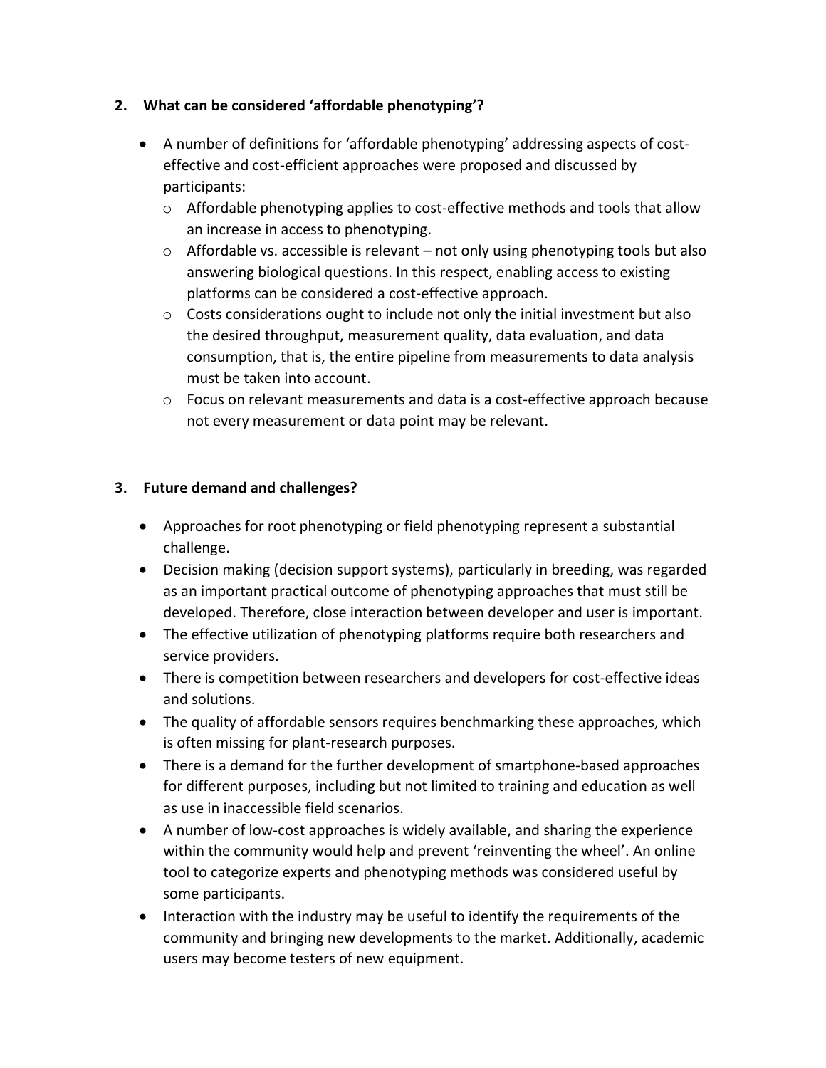## 2. What can be considered 'affordable phenotyping'?

- A number of definitions for 'affordable phenotyping' addressing aspects of cost-effective and cost-efficient approaches were proposed and discussed by participants:
  - Affordable phenotyping applies to cost-effective methods and tools that allow an increase in access to phenotyping.
  - Affordable vs. accessible is relevant – not only using phenotyping tools but also answering biological questions. In this respect, enabling access to existing platforms can be considered a cost-effective approach.
  - Costs considerations ought to include not only the initial investment but also the desired throughput, measurement quality, data evaluation, and data consumption, that is, the entire pipeline from measurements to data analysis must be taken into account.
  - Focus on relevant measurements and data is a cost-effective approach because not every measurement or data point may be relevant.

## 3. Future demand and challenges?

- Approaches for root phenotyping or field phenotyping represent a substantial challenge.
- Decision making (decision support systems), particularly in breeding, was regarded as an important practical outcome of phenotyping approaches that must still be developed. Therefore, close interaction between developer and user is important.
- The effective utilization of phenotyping platforms require both researchers and service providers.
- There is competition between researchers and developers for cost-effective ideas and solutions.
- The quality of affordable sensors requires benchmarking these approaches, which is often missing for plant-research purposes.
- There is a demand for the further development of smartphone-based approaches for different purposes, including but not limited to training and education as well as use in inaccessible field scenarios.
- A number of low-cost approaches is widely available, and sharing the experience within the community would help and prevent 'reinventing the wheel'. An online tool to categorize experts and phenotyping methods was considered useful by some participants.
- Interaction with the industry may be useful to identify the requirements of the community and bringing new developments to the market. Additionally, academic users may become testers of new equipment.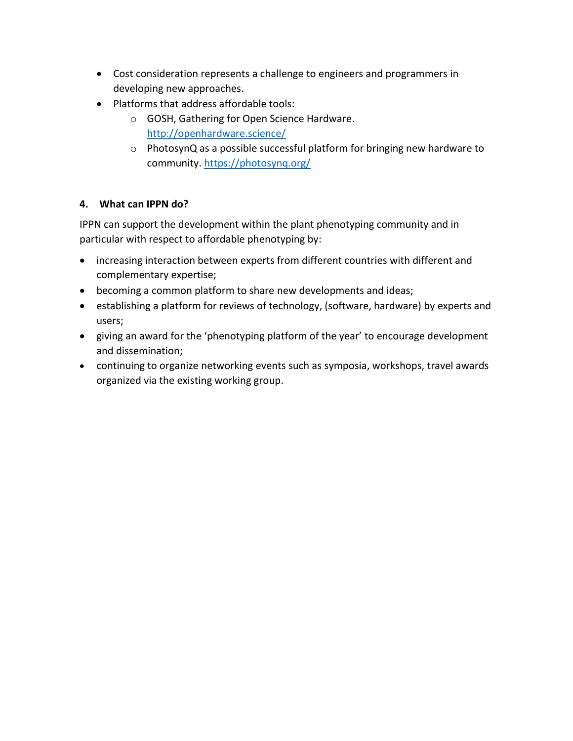- Cost consideration represents a challenge to engineers and programmers in developing new approaches.
- Platforms that address affordable tools:
  - GOSH, Gathering for Open Science Hardware. http://openhardware.science/
  - PhotosynQ as a possible successful platform for bringing new hardware to community. https://photosynq.org/

**4. What can IPPN do?**

IPPN can support the development within the plant phenotyping community and in particular with respect to affordable phenotyping by:

- increasing interaction between experts from different countries with different and complementary expertise;
- becoming a common platform to share new developments and ideas;
- establishing a platform for reviews of technology, (software, hardware) by experts and users;
- giving an award for the 'phenotyping platform of the year' to encourage development and dissemination;
- continuing to organize networking events such as symposia, workshops, travel awards organized via the existing working group.